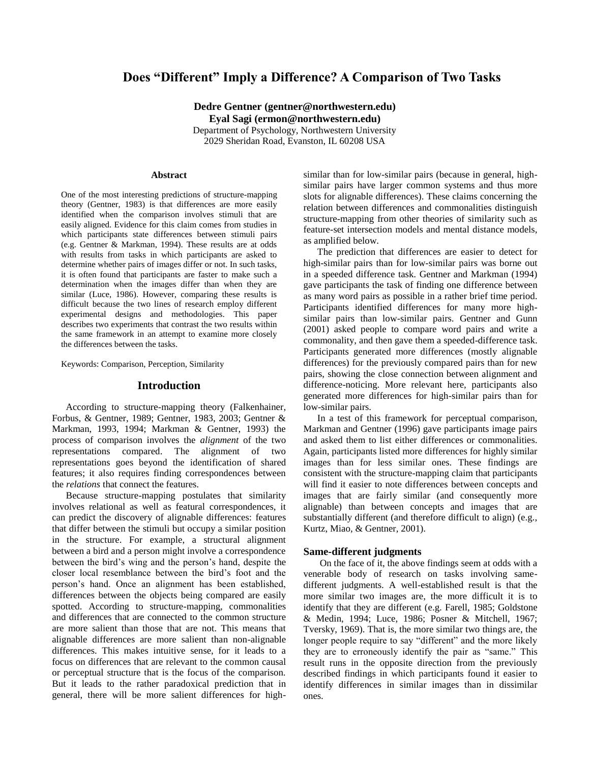# Does "Different" Imply a Difference? A Comparison of Two Tasks

**Dedre Gentner (gentner@northwestern.edu)**
**Eyal Sagi (ermon@northwestern.edu)**
Department of Psychology, Northwestern University
2029 Sheridan Road, Evanston, IL 60208 USA

## Abstract

One of the most interesting predictions of structure-mapping theory (Gentner, 1983) is that differences are more easily identified when the comparison involves stimuli that are easily aligned. Evidence for this claim comes from studies in which participants state differences between stimuli pairs (e.g. Gentner & Markman, 1994). These results are at odds with results from tasks in which participants are asked to determine whether pairs of images differ or not. In such tasks, it is often found that participants are faster to make such a determination when the images differ than when they are similar (Luce, 1986). However, comparing these results is difficult because the two lines of research employ different experimental designs and methodologies. This paper describes two experiments that contrast the two results within the same framework in an attempt to examine more closely the differences between the tasks.

Keywords: Comparison, Perception, Similarity

## Introduction

According to structure-mapping theory (Falkenhainer, Forbus, & Gentner, 1989; Gentner, 1983, 2003; Gentner & Markman, 1993, 1994; Markman & Gentner, 1993) the process of comparison involves the *alignment* of the two representations compared. The alignment of two representations goes beyond the identification of shared features; it also requires finding correspondences between the *relations* that connect the features.

Because structure-mapping postulates that similarity involves relational as well as featural correspondences, it can predict the discovery of alignable differences: features that differ between the stimuli but occupy a similar position in the structure. For example, a structural alignment between a bird and a person might involve a correspondence between the bird's wing and the person's hand, despite the closer local resemblance between the bird's foot and the person's hand. Once an alignment has been established, differences between the objects being compared are easily spotted. According to structure-mapping, commonalities and differences that are connected to the common structure are more salient than those that are not. This means that alignable differences are more salient than non-alignable differences. This makes intuitive sense, for it leads to a focus on differences that are relevant to the common causal or perceptual structure that is the focus of the comparison. But it leads to the rather paradoxical prediction that in general, there will be more salient differences for high-similar than for low-similar pairs (because in general, high-similar pairs have larger common systems and thus more slots for alignable differences). These claims concerning the relation between differences and commonalities distinguish structure-mapping from other theories of similarity such as feature-set intersection models and mental distance models, as amplified below.

The prediction that differences are easier to detect for high-similar pairs than for low-similar pairs was borne out in a speeded difference task. Gentner and Markman (1994) gave participants the task of finding one difference between as many word pairs as possible in a rather brief time period. Participants identified differences for many more high-similar pairs than low-similar pairs. Gentner and Gunn (2001) asked people to compare word pairs and write a commonality, and then gave them a speeded-difference task. Participants generated more differences (mostly alignable differences) for the previously compared pairs than for new pairs, showing the close connection between alignment and difference-noticing. More relevant here, participants also generated more differences for high-similar pairs than for low-similar pairs.

In a test of this framework for perceptual comparison, Markman and Gentner (1996) gave participants image pairs and asked them to list either differences or commonalities. Again, participants listed more differences for highly similar images than for less similar ones. These findings are consistent with the structure-mapping claim that participants will find it easier to note differences between concepts and images that are fairly similar (and consequently more alignable) than between concepts and images that are substantially different (and therefore difficult to align) (e.g., Kurtz, Miao, & Gentner, 2001).

### Same-different judgments

On the face of it, the above findings seem at odds with a venerable body of research on tasks involving same-different judgments. A well-established result is that the more similar two images are, the more difficult it is to identify that they are different (e.g. Farell, 1985; Goldstone & Medin, 1994; Luce, 1986; Posner & Mitchell, 1967; Tversky, 1969). That is, the more similar two things are, the longer people require to say "different" and the more likely they are to erroneously identify the pair as "same." This result runs in the opposite direction from the previously described findings in which participants found it easier to identify differences in similar images than in dissimilar ones.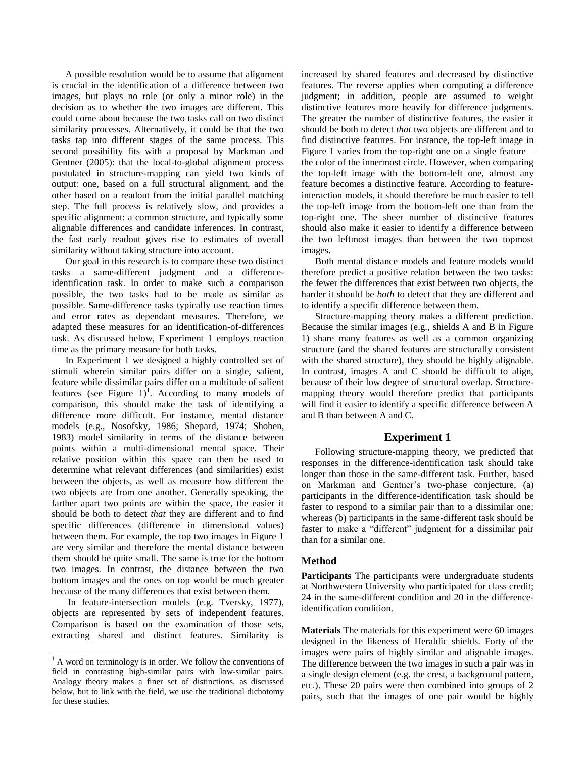A possible resolution would be to assume that alignment is crucial in the identification of a difference between two images, but plays no role (or only a minor role) in the decision as to whether the two images are different. This could come about because the two tasks call on two distinct similarity processes. Alternatively, it could be that the two tasks tap into different stages of the same process. This second possibility fits with a proposal by Markman and Gentner (2005): that the local-to-global alignment process postulated in structure-mapping can yield two kinds of output: one, based on a full structural alignment, and the other based on a readout from the initial parallel matching step. The full process is relatively slow, and provides a specific alignment: a common structure, and typically some alignable differences and candidate inferences. In contrast, the fast early readout gives rise to estimates of overall similarity without taking structure into account.

Our goal in this research is to compare these two distinct tasks—a same-different judgment and a difference-identification task. In order to make such a comparison possible, the two tasks had to be made as similar as possible. Same-difference tasks typically use reaction times and error rates as dependant measures. Therefore, we adapted these measures for an identification-of-differences task. As discussed below, Experiment 1 employs reaction time as the primary measure for both tasks.

In Experiment 1 we designed a highly controlled set of stimuli wherein similar pairs differ on a single, salient, feature while dissimilar pairs differ on a multitude of salient features (see Figure 1)[1]. According to many models of comparison, this should make the task of identifying a difference more difficult. For instance, mental distance models (e.g., Nosofsky, 1986; Shepard, 1974; Shoben, 1983) model similarity in terms of the distance between points within a multi-dimensional mental space. Their relative position within this space can then be used to determine what relevant differences (and similarities) exist between the objects, as well as measure how different the two objects are from one another. Generally speaking, the farther apart two points are within the space, the easier it should be both to detect *that* they are different and to find specific differences (difference in dimensional values) between them. For example, the top two images in Figure 1 are very similar and therefore the mental distance between them should be quite small. The same is true for the bottom two images. In contrast, the distance between the two bottom images and the ones on top would be much greater because of the many differences that exist between them.

In feature-intersection models (e.g. Tversky, 1977), objects are represented by sets of independent features. Comparison is based on the examination of those sets, extracting shared and distinct features. Similarity is increased by shared features and decreased by distinctive features. The reverse applies when computing a difference judgment; in addition, people are assumed to weight distinctive features more heavily for difference judgments. The greater the number of distinctive features, the easier it should be both to detect *that* two objects are different and to find distinctive features. For instance, the top-left image in Figure 1 varies from the top-right one on a single feature – the color of the innermost circle. However, when comparing the top-left image with the bottom-left one, almost any feature becomes a distinctive feature. According to feature-interaction models, it should therefore be much easier to tell the top-left image from the bottom-left one than from the top-right one. The sheer number of distinctive features should also make it easier to identify a difference between the two leftmost images than between the two topmost images.

Both mental distance models and feature models would therefore predict a positive relation between the two tasks: the fewer the differences that exist between two objects, the harder it should be *both* to detect that they are different and to identify a specific difference between them.

Structure-mapping theory makes a different prediction. Because the similar images (e.g., shields A and B in Figure 1) share many features as well as a common organizing structure (and the shared features are structurally consistent with the shared structure), they should be highly alignable. In contrast, images A and C should be difficult to align, because of their low degree of structural overlap. Structure-mapping theory would therefore predict that participants will find it easier to identify a specific difference between A and B than between A and C.

## Experiment 1

Following structure-mapping theory, we predicted that responses in the difference-identification task should take longer than those in the same-different task. Further, based on Markman and Gentner's two-phase conjecture, (a) participants in the difference-identification task should be faster to respond to a similar pair than to a dissimilar one; whereas (b) participants in the same-different task should be faster to make a "different" judgment for a dissimilar pair than for a similar one.

### Method

**Participants** The participants were undergraduate students at Northwestern University who participated for class credit; 24 in the same-different condition and 20 in the difference-identification condition.

**Materials** The materials for this experiment were 60 images designed in the likeness of Heraldic shields. Forty of the images were pairs of highly similar and alignable images. The difference between the two images in such a pair was in a single design element (e.g. the crest, a background pattern, etc.). These 20 pairs were then combined into groups of 2 pairs, such that the images of one pair would be highly

[1] A word on terminology is in order. We follow the conventions of field in contrasting high-similar pairs with low-similar pairs. Analogy theory makes a finer set of distinctions, as discussed below, but to link with the field, we use the traditional dichotomy for these studies.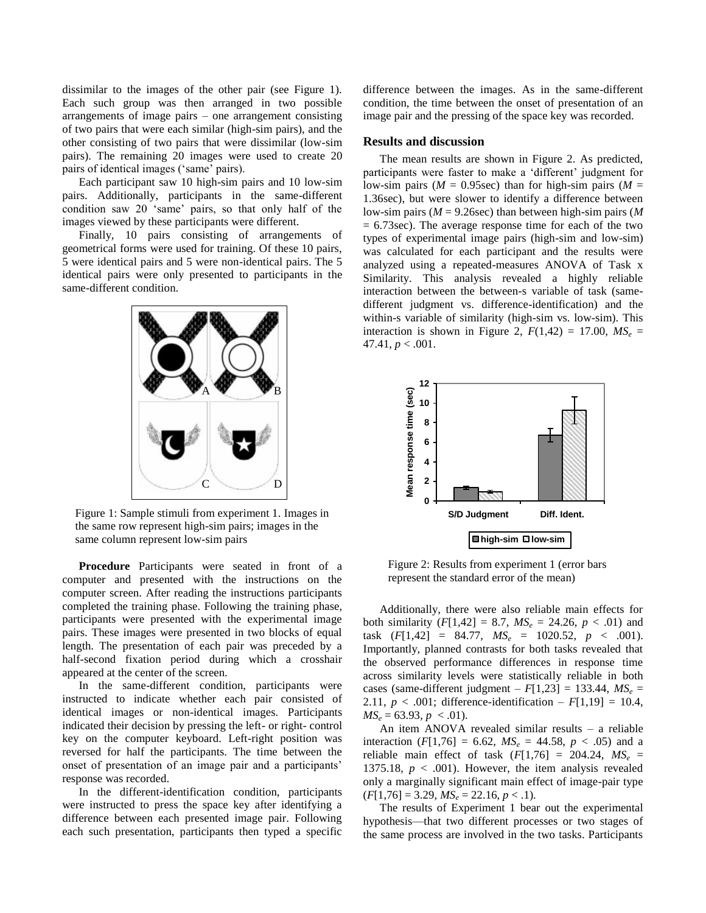dissimilar to the images of the other pair (see Figure 1). Each such group was then arranged in two possible arrangements of image pairs – one arrangement consisting of two pairs that were each similar (high-sim pairs), and the other consisting of two pairs that were dissimilar (low-sim pairs). The remaining 20 images were used to create 20 pairs of identical images ('same' pairs).

Each participant saw 10 high-sim pairs and 10 low-sim pairs. Additionally, participants in the same-different condition saw 20 'same' pairs, so that only half of the images viewed by these participants were different.

Finally, 10 pairs consisting of arrangements of geometrical forms were used for training. Of these 10 pairs, 5 were identical pairs and 5 were non-identical pairs. The 5 identical pairs were only presented to participants in the same-different condition.

A
B
C
D

Figure 1: Sample stimuli from experiment 1. Images in the same row represent high-sim pairs; images in the same column represent low-sim pairs

**Procedure** Participants were seated in front of a computer and presented with the instructions on the computer screen. After reading the instructions participants completed the training phase. Following the training phase, participants were presented with the experimental image pairs. These images were presented in two blocks of equal length. The presentation of each pair was preceded by a half-second fixation period during which a crosshair appeared at the center of the screen.

In the same-different condition, participants were instructed to indicate whether each pair consisted of identical images or non-identical images. Participants indicated their decision by pressing the left- or right- control key on the computer keyboard. Left-right position was reversed for half the participants. The time between the onset of presentation of an image pair and a participants' response was recorded.

In the different-identification condition, participants were instructed to press the space key after identifying a difference between each presented image pair. Following each such presentation, participants then typed a specific difference between the images. As in the same-different condition, the time between the onset of presentation of an image pair and the pressing of the space key was recorded.

## Results and discussion

The mean results are shown in Figure 2. As predicted, participants were faster to make a 'different' judgment for low-sim pairs ($M$ = 0.95sec) than for high-sim pairs ($M$ = 1.36sec), but were slower to identify a difference between low-sim pairs ($M$ = 9.26sec) than between high-sim pairs ($M$ = 6.73sec). The average response time for each of the two types of experimental image pairs (high-sim and low-sim) was calculated for each participant and the results were analyzed using a repeated-measures ANOVA of Task x Similarity. This analysis revealed a highly reliable interaction between the between-s variable of task (same-different judgment vs. difference-identification) and the within-s variable of similarity (high-sim vs. low-sim). This interaction is shown in Figure 2, $F(1,42) = 17.00$, $MS_e = 47.41$, $p < .001$.

Mean response time (sec)
12
10
8
6
4
2
0
S/D Judgment
Diff. Ident.
high-sim
low-sim

Figure 2: Results from experiment 1 (error bars represent the standard error of the mean)

Additionally, there were also reliable main effects for both similarity ($F[1,42] = 8.7$, $MS_e = 24.26$, $p < .01$) and task ($F[1,42] = 84.77$, $MS_e = 1020.52$, $p < .001$). Importantly, planned contrasts for both tasks revealed that the observed performance differences in response time across similarity levels were statistically reliable in both cases (same-different judgment – $F[1,23] = 133.44$, $MS_e = 2.11$, $p < .001$; difference-identification – $F[1,19] = 10.4$, $MS_e = 63.93$, $p < .01$).

An item ANOVA revealed similar results – a reliable interaction ($F[1,76] = 6.62$, $MS_e = 44.58$, $p < .05$) and a reliable main effect of task ($F[1,76] = 204.24$, $MS_e = 1375.18$, $p < .001$). However, the item analysis revealed only a marginally significant main effect of image-pair type ($F[1,76] = 3.29$, $MS_e = 22.16$, $p < .1$).

The results of Experiment 1 bear out the experimental hypothesis—that two different processes or two stages of the same process are involved in the two tasks. Participants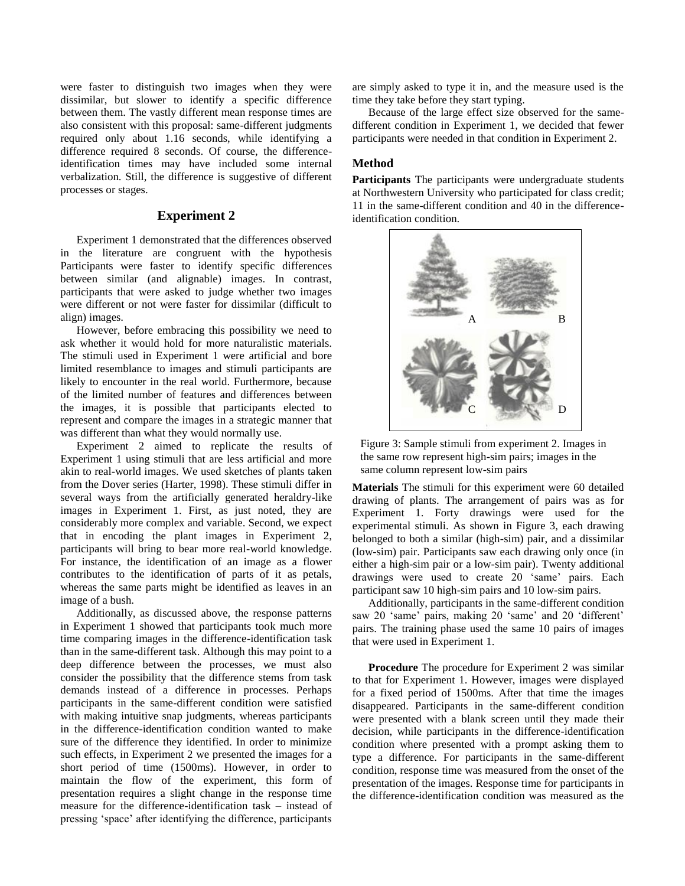were faster to distinguish two images when they were dissimilar, but slower to identify a specific difference between them. The vastly different mean response times are also consistent with this proposal: same-different judgments required only about 1.16 seconds, while identifying a difference required 8 seconds. Of course, the difference-identification times may have included some internal verbalization. Still, the difference is suggestive of different processes or stages.

## Experiment 2

Experiment 1 demonstrated that the differences observed in the literature are congruent with the hypothesis Participants were faster to identify specific differences between similar (and alignable) images. In contrast, participants that were asked to judge whether two images were different or not were faster for dissimilar (difficult to align) images.

However, before embracing this possibility we need to ask whether it would hold for more naturalistic materials. The stimuli used in Experiment 1 were artificial and bore limited resemblance to images and stimuli participants are likely to encounter in the real world. Furthermore, because of the limited number of features and differences between the images, it is possible that participants elected to represent and compare the images in a strategic manner that was different than what they would normally use.

Experiment 2 aimed to replicate the results of Experiment 1 using stimuli that are less artificial and more akin to real-world images. We used sketches of plants taken from the Dover series (Harter, 1998). These stimuli differ in several ways from the artificially generated heraldry-like images in Experiment 1. First, as just noted, they are considerably more complex and variable. Second, we expect that in encoding the plant images in Experiment 2, participants will bring to bear more real-world knowledge. For instance, the identification of an image as a flower contributes to the identification of parts of it as petals, whereas the same parts might be identified as leaves in an image of a bush.

Additionally, as discussed above, the response patterns in Experiment 1 showed that participants took much more time comparing images in the difference-identification task than in the same-different task. Although this may point to a deep difference between the processes, we must also consider the possibility that the difference stems from task demands instead of a difference in processes. Perhaps participants in the same-different condition were satisfied with making intuitive snap judgments, whereas participants in the difference-identification condition wanted to make sure of the difference they identified. In order to minimize such effects, in Experiment 2 we presented the images for a short period of time (1500ms). However, in order to maintain the flow of the experiment, this form of presentation requires a slight change in the response time measure for the difference-identification task – instead of pressing 'space' after identifying the difference, participants are simply asked to type it in, and the measure used is the time they take before they start typing.

Because of the large effect size observed for the same-different condition in Experiment 1, we decided that fewer participants were needed in that condition in Experiment 2.

### Method

**Participants** The participants were undergraduate students at Northwestern University who participated for class credit; 11 in the same-different condition and 40 in the difference-identification condition.

A

B

C

D

Figure 3: Sample stimuli from experiment 2. Images in the same row represent high-sim pairs; images in the same column represent low-sim pairs

**Materials** The stimuli for this experiment were 60 detailed drawing of plants. The arrangement of pairs was as for Experiment 1. Forty drawings were used for the experimental stimuli. As shown in Figure 3, each drawing belonged to both a similar (high-sim) pair, and a dissimilar (low-sim) pair. Participants saw each drawing only once (in either a high-sim pair or a low-sim pair). Twenty additional drawings were used to create 20 'same' pairs. Each participant saw 10 high-sim pairs and 10 low-sim pairs.

Additionally, participants in the same-different condition saw 20 'same' pairs, making 20 'same' and 20 'different' pairs. The training phase used the same 10 pairs of images that were used in Experiment 1.

**Procedure** The procedure for Experiment 2 was similar to that for Experiment 1. However, images were displayed for a fixed period of 1500ms. After that time the images disappeared. Participants in the same-different condition were presented with a blank screen until they made their decision, while participants in the difference-identification condition where presented with a prompt asking them to type a difference. For participants in the same-different condition, response time was measured from the onset of the presentation of the images. Response time for participants in the difference-identification condition was measured as the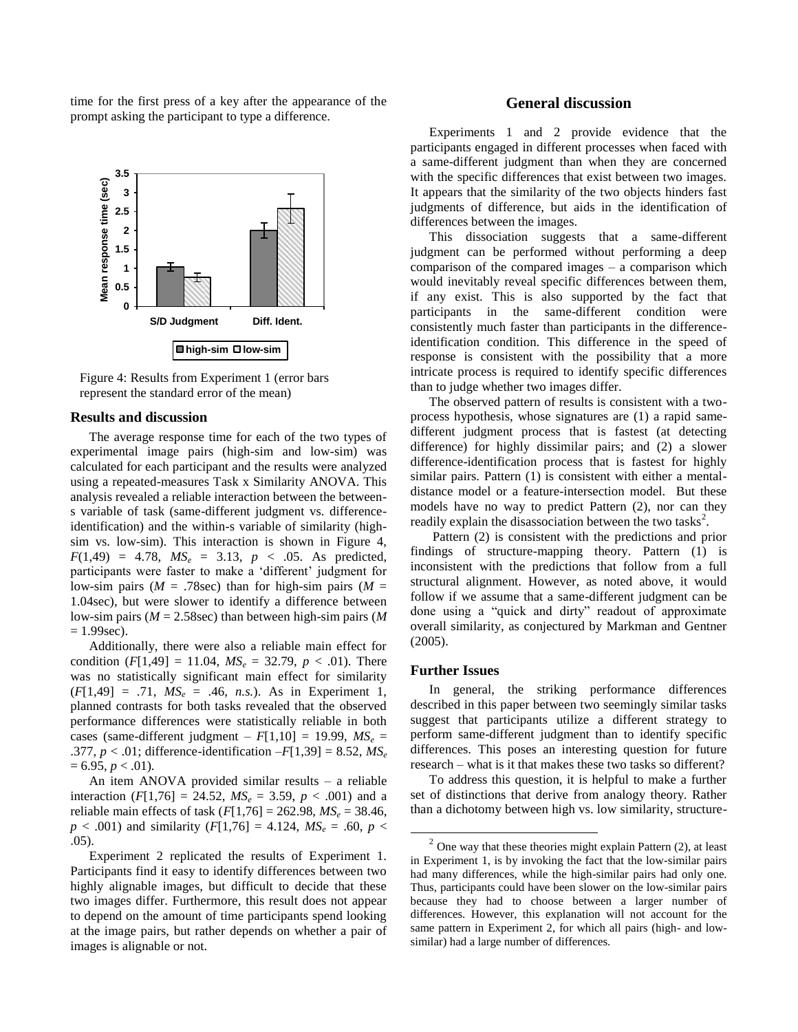time for the first press of a key after the appearance of the prompt asking the participant to type a difference.

Mean response time (sec)
3.5
3
2.5
2
1.5
1
0.5
0
S/D Judgment
Diff. Ident.
high-sim
low-sim

Figure 4: Results from Experiment 1 (error bars represent the standard error of the mean)

### Results and discussion

The average response time for each of the two types of experimental image pairs (high-sim and low-sim) was calculated for each participant and the results were analyzed using a repeated-measures Task x Similarity ANOVA. This analysis revealed a reliable interaction between the between-s variable of task (same-different judgment vs. difference-identification) and the within-s variable of similarity (high-sim vs. low-sim). This interaction is shown in Figure 4, $F(1,49) = 4.78$, $MS_e = 3.13$, $p < .05$. As predicted, participants were faster to make a 'different' judgment for low-sim pairs ($M = .78$sec) than for high-sim pairs ($M = 1.04$sec), but were slower to identify a difference between low-sim pairs ($M = 2.58$sec) than between high-sim pairs ($M = 1.99$sec).

Additionally, there were also a reliable main effect for condition ($F[1,49] = 11.04$, $MS_e = 32.79$, $p < .01$). There was no statistically significant main effect for similarity ($F[1,49] = .71$, $MS_e = .46$, *n.s.*). As in Experiment 1, planned contrasts for both tasks revealed that the observed performance differences were statistically reliable in both cases (same-different judgment – $F[1,10] = 19.99$, $MS_e = .377$, $p < .01$; difference-identification –$F[1,39] = 8.52$, $MS_e = 6.95$, $p < .01$).

An item ANOVA provided similar results – a reliable interaction ($F[1,76] = 24.52$, $MS_e = 3.59$, $p < .001$) and a reliable main effects of task ($F[1,76] = 262.98$, $MS_e = 38.46$, $p < .001$) and similarity ($F[1,76] = 4.124$, $MS_e = .60$, $p < .05$).

Experiment 2 replicated the results of Experiment 1. Participants find it easy to identify differences between two highly alignable images, but difficult to decide that these two images differ. Furthermore, this result does not appear to depend on the amount of time participants spend looking at the image pairs, but rather depends on whether a pair of images is alignable or not.

## General discussion

Experiments 1 and 2 provide evidence that the participants engaged in different processes when faced with a same-different judgment than when they are concerned with the specific differences that exist between two images. It appears that the similarity of the two objects hinders fast judgments of difference, but aids in the identification of differences between the images.

This dissociation suggests that a same-different judgment can be performed without performing a deep comparison of the compared images – a comparison which would inevitably reveal specific differences between them, if any exist. This is also supported by the fact that participants in the same-different condition were consistently much faster than participants in the difference-identification condition. This difference in the speed of response is consistent with the possibility that a more intricate process is required to identify specific differences than to judge whether two images differ.

The observed pattern of results is consistent with a two-process hypothesis, whose signatures are (1) a rapid same-different judgment process that is fastest (at detecting difference) for highly dissimilar pairs; and (2) a slower difference-identification process that is fastest for highly similar pairs. Pattern (1) is consistent with either a mental-distance model or a feature-intersection model. But these models have no way to predict Pattern (2), nor can they readily explain the disassociation between the two tasks[2].

Pattern (2) is consistent with the predictions and prior findings of structure-mapping theory. Pattern (1) is inconsistent with the predictions that follow from a full structural alignment. However, as noted above, it would follow if we assume that a same-different judgment can be done using a "quick and dirty" readout of approximate overall similarity, as conjectured by Markman and Gentner (2005).

### Further Issues

In general, the striking performance differences described in this paper between two seemingly similar tasks suggest that participants utilize a different strategy to perform same-different judgment than to identify specific differences. This poses an interesting question for future research – what is it that makes these two tasks so different?

To address this question, it is helpful to make a further set of distinctions that derive from analogy theory. Rather than a dichotomy between high vs. low similarity, structure-

[2] One way that these theories might explain Pattern (2), at least in Experiment 1, is by invoking the fact that the low-similar pairs had many differences, while the high-similar pairs had only one. Thus, participants could have been slower on the low-similar pairs because they had to choose between a larger number of differences. However, this explanation will not account for the same pattern in Experiment 2, for which all pairs (high- and low-similar) had a large number of differences.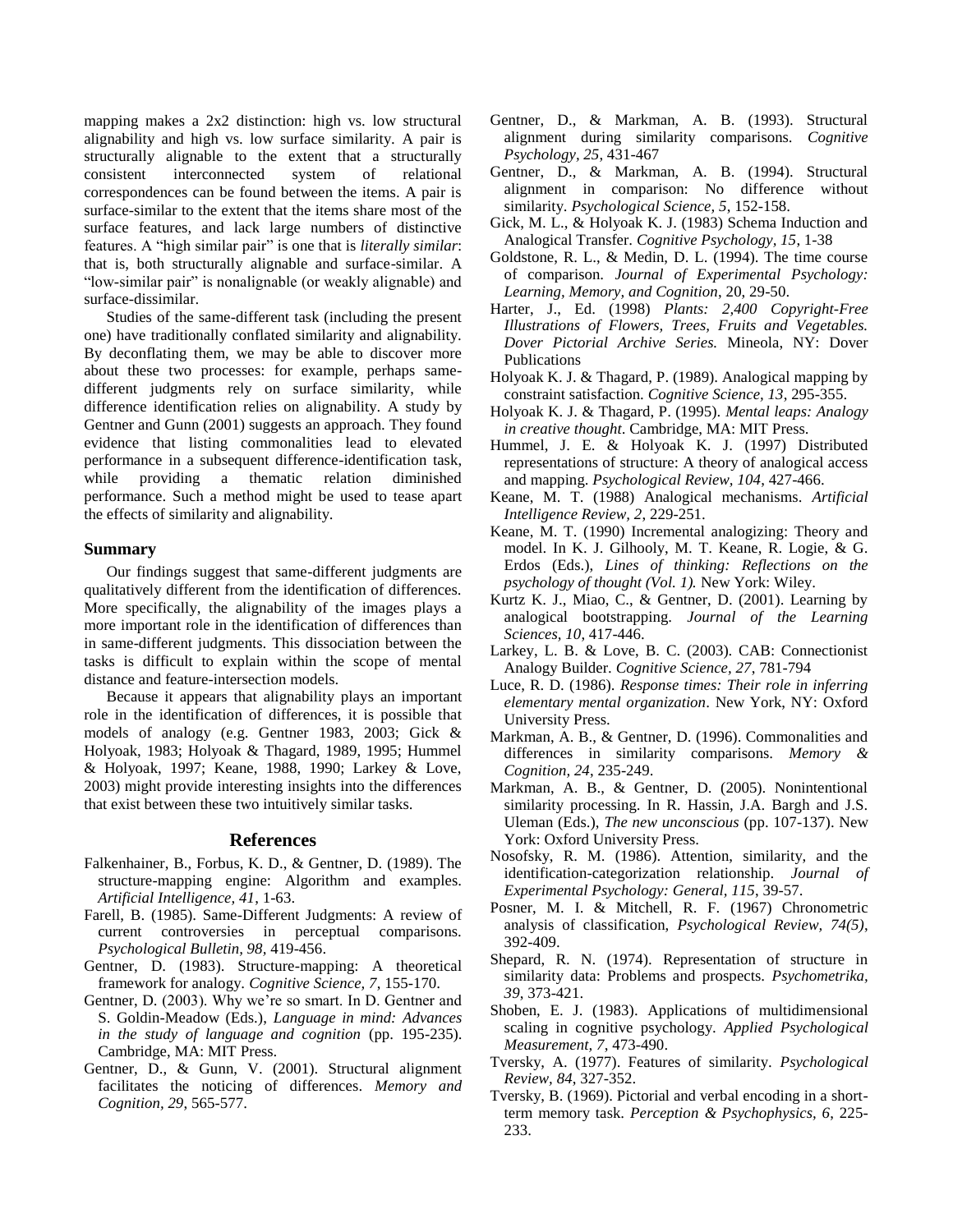mapping makes a 2x2 distinction: high vs. low structural alignability and high vs. low surface similarity. A pair is structurally alignable to the extent that a structurally consistent interconnected system of relational correspondences can be found between the items. A pair is surface-similar to the extent that the items share most of the surface features, and lack large numbers of distinctive features. A "high similar pair" is one that is *literally similar*: that is, both structurally alignable and surface-similar. A "low-similar pair" is nonalignable (or weakly alignable) and surface-dissimilar.

Studies of the same-different task (including the present one) have traditionally conflated similarity and alignability. By deconflating them, we may be able to discover more about these two processes: for example, perhaps same-different judgments rely on surface similarity, while difference identification relies on alignability. A study by Gentner and Gunn (2001) suggests an approach. They found evidence that listing commonalities lead to elevated performance in a subsequent difference-identification task, while providing a thematic relation diminished performance. Such a method might be used to tease apart the effects of similarity and alignability.

## Summary

Our findings suggest that same-different judgments are qualitatively different from the identification of differences. More specifically, the alignability of the images plays a more important role in the identification of differences than in same-different judgments. This dissociation between the tasks is difficult to explain within the scope of mental distance and feature-intersection models.

Because it appears that alignability plays an important role in the identification of differences, it is possible that models of analogy (e.g. Gentner 1983, 2003; Gick & Holyoak, 1983; Holyoak & Thagard, 1989, 1995; Hummel & Holyoak, 1997; Keane, 1988, 1990; Larkey & Love, 2003) might provide interesting insights into the differences that exist between these two intuitively similar tasks.

## References

Falkenhainer, B., Forbus, K. D., & Gentner, D. (1989). The structure-mapping engine: Algorithm and examples. *Artificial Intelligence, 41*, 1-63.

Farell, B. (1985). Same-Different Judgments: A review of current controversies in perceptual comparisons. *Psychological Bulletin, 98*, 419-456.

Gentner, D. (1983). Structure-mapping: A theoretical framework for analogy. *Cognitive Science, 7*, 155-170.

Gentner, D. (2003). Why we're so smart. In D. Gentner and S. Goldin-Meadow (Eds.), *Language in mind: Advances in the study of language and cognition* (pp. 195-235). Cambridge, MA: MIT Press.

Gentner, D., & Gunn, V. (2001). Structural alignment facilitates the noticing of differences. *Memory and Cognition, 29*, 565-577.

Gentner, D., & Markman, A. B. (1993). Structural alignment during similarity comparisons. *Cognitive Psychology, 25*, 431-467

Gentner, D., & Markman, A. B. (1994). Structural alignment in comparison: No difference without similarity. *Psychological Science, 5*, 152-158.

Gick, M. L., & Holyoak K. J. (1983) Schema Induction and Analogical Transfer. *Cognitive Psychology, 15*, 1-38

Goldstone, R. L., & Medin, D. L. (1994). The time course of comparison. *Journal of Experimental Psychology: Learning, Memory, and Cognition*, 20, 29-50.

Harter, J., Ed. (1998) *Plants: 2,400 Copyright-Free Illustrations of Flowers, Trees, Fruits and Vegetables. Dover Pictorial Archive Series.* Mineola, NY: Dover Publications

Holyoak K. J. & Thagard, P. (1989). Analogical mapping by constraint satisfaction. *Cognitive Science, 13*, 295-355.

Holyoak K. J. & Thagard, P. (1995). *Mental leaps: Analogy in creative thought.* Cambridge, MA: MIT Press.

Hummel, J. E. & Holyoak K. J. (1997) Distributed representations of structure: A theory of analogical access and mapping. *Psychological Review, 104*, 427-466.

Keane, M. T. (1988) Analogical mechanisms. *Artificial Intelligence Review, 2*, 229-251.

Keane, M. T. (1990) Incremental analogizing: Theory and model. In K. J. Gilhooly, M. T. Keane, R. Logie, & G. Erdos (Eds.), *Lines of thinking: Reflections on the psychology of thought (Vol. 1).* New York: Wiley.

Kurtz K. J., Miao, C., & Gentner, D. (2001). Learning by analogical bootstrapping. *Journal of the Learning Sciences, 10*, 417-446.

Larkey, L. B. & Love, B. C. (2003). CAB: Connectionist Analogy Builder. *Cognitive Science, 27*, 781-794

Luce, R. D. (1986). *Response times: Their role in inferring elementary mental organization*. New York, NY: Oxford University Press.

Markman, A. B., & Gentner, D. (1996). Commonalities and differences in similarity comparisons. *Memory & Cognition, 24*, 235-249.

Markman, A. B., & Gentner, D. (2005). Nonintentional similarity processing. In R. Hassin, J.A. Bargh and J.S. Uleman (Eds.), *The new unconscious* (pp. 107-137). New York: Oxford University Press.

Nosofsky, R. M. (1986). Attention, similarity, and the identification-categorization relationship. *Journal of Experimental Psychology: General, 115*, 39-57.

Posner, M. I. & Mitchell, R. F. (1967) Chronometric analysis of classification, *Psychological Review, 74(5)*, 392-409.

Shepard, R. N. (1974). Representation of structure in similarity data: Problems and prospects. *Psychometrika, 39*, 373-421.

Shoben, E. J. (1983). Applications of multidimensional scaling in cognitive psychology. *Applied Psychological Measurement, 7*, 473-490.

Tversky, A. (1977). Features of similarity. *Psychological Review, 84*, 327-352.

Tversky, B. (1969). Pictorial and verbal encoding in a short-term memory task. *Perception & Psychophysics, 6*, 225-233.